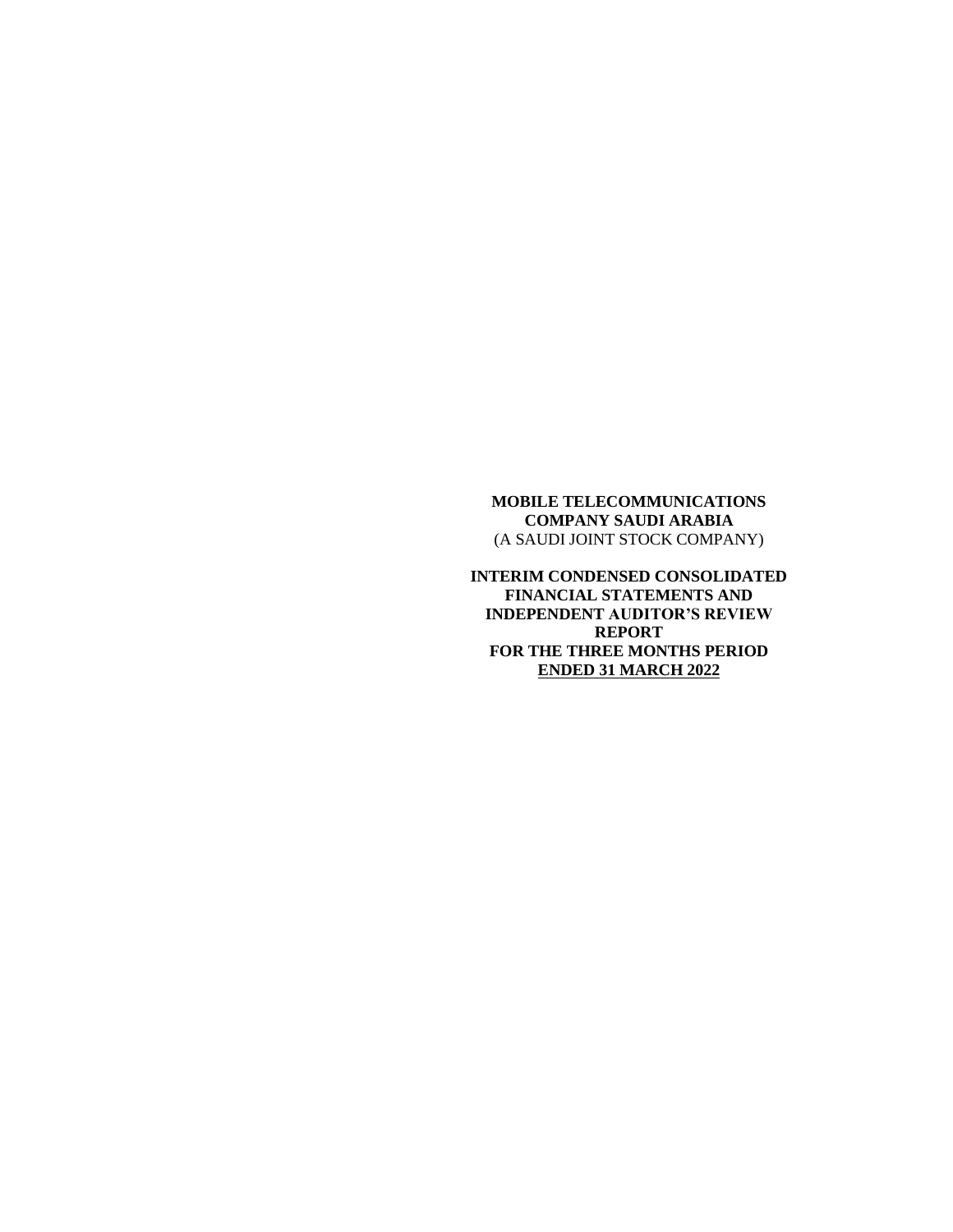**MOBILE TELECOMMUNICATIONS COMPANY SAUDI ARABIA**
(A SAUDI JOINT STOCK COMPANY)

**INTERIM CONDENSED CONSOLIDATED FINANCIAL STATEMENTS AND INDEPENDENT AUDITOR'S REVIEW REPORT FOR THE THREE MONTHS PERIOD ENDED 31 MARCH 2022**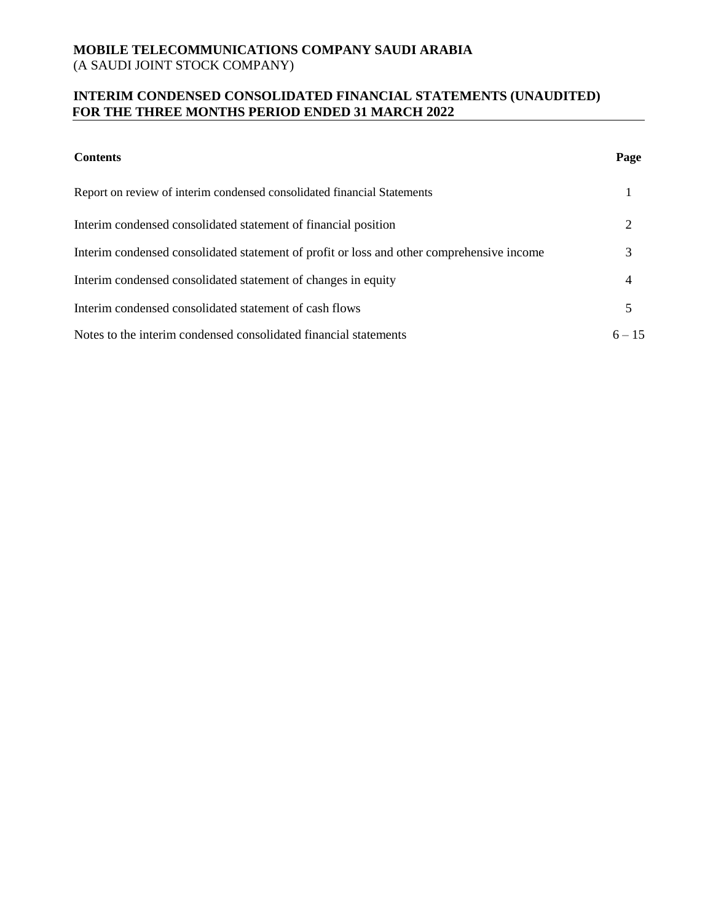**MOBILE TELECOMMUNICATIONS COMPANY SAUDI ARABIA**
(A SAUDI JOINT STOCK COMPANY)

**INTERIM CONDENSED CONSOLIDATED FINANCIAL STATEMENTS (UNAUDITED)**
**FOR THE THREE MONTHS PERIOD ENDED 31 MARCH 2022**

| **Contents** | **Page** |
|---|---|
| Report on review of interim condensed consolidated financial Statements | 1 |
| Interim condensed consolidated statement of financial position | 2 |
| Interim condensed consolidated statement of profit or loss and other comprehensive income | 3 |
| Interim condensed consolidated statement of changes in equity | 4 |
| Interim condensed consolidated statement of cash flows | 5 |
| Notes to the interim condensed consolidated financial statements | 6 – 15 |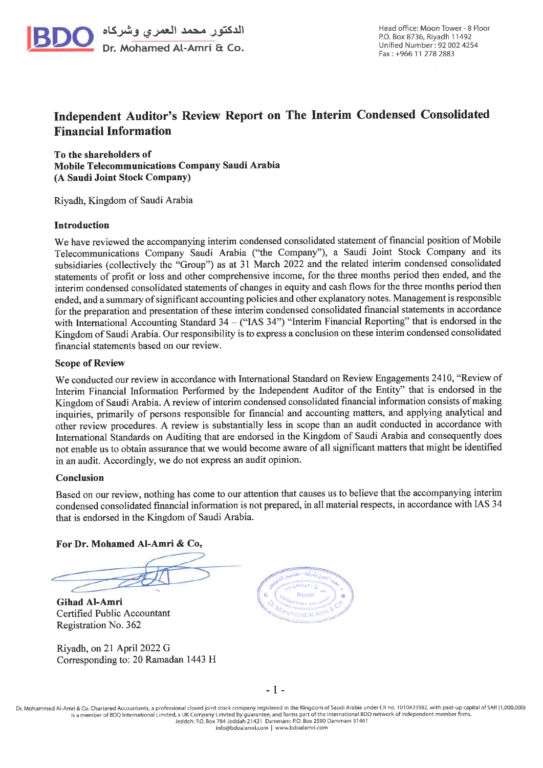# Independent Auditor's Review Report on The Interim Condensed Consolidated Financial Information

**To the shareholders of**
**Mobile Telecommunications Company Saudi Arabia**
**(A Saudi Joint Stock Company)**

Riyadh, Kingdom of Saudi Arabia

### Introduction

We have reviewed the accompanying interim condensed consolidated statement of financial position of Mobile Telecommunications Company Saudi Arabia ("the Company"), a Saudi Joint Stock Company and its subsidiaries (collectively the "Group") as at 31 March 2022 and the related interim condensed consolidated statements of profit or loss and other comprehensive income, for the three months period then ended, and the interim condensed consolidated statements of changes in equity and cash flows for the three months period then ended, and a summary of significant accounting policies and other explanatory notes. Management is responsible for the preparation and presentation of these interim condensed consolidated financial statements in accordance with International Accounting Standard 34 – ("IAS 34") "Interim Financial Reporting" that is endorsed in the Kingdom of Saudi Arabia. Our responsibility is to express a conclusion on these interim condensed consolidated financial statements based on our review.

### Scope of Review

We conducted our review in accordance with International Standard on Review Engagements 2410, "Review of Interim Financial Information Performed by the Independent Auditor of the Entity" that is endorsed in the Kingdom of Saudi Arabia. A review of interim condensed consolidated financial information consists of making inquiries, primarily of persons responsible for financial and accounting matters, and applying analytical and other review procedures. A review is substantially less in scope than an audit conducted in accordance with International Standards on Auditing that are endorsed in the Kingdom of Saudi Arabia and consequently does not enable us to obtain assurance that we would become aware of all significant matters that might be identified in an audit. Accordingly, we do not express an audit opinion.

### Conclusion

Based on our review, nothing has come to our attention that causes us to believe that the accompanying interim condensed consolidated financial information is not prepared, in all material respects, in accordance with IAS 34 that is endorsed in the Kingdom of Saudi Arabia.

**For Dr. Mohamed Al-Amri & Co,**

**Gihad Al-Amri**
Certified Public Accountant
Registration No. 362

Riyadh, on 21 April 2022 G
Corresponding to: 20 Ramadan 1443 H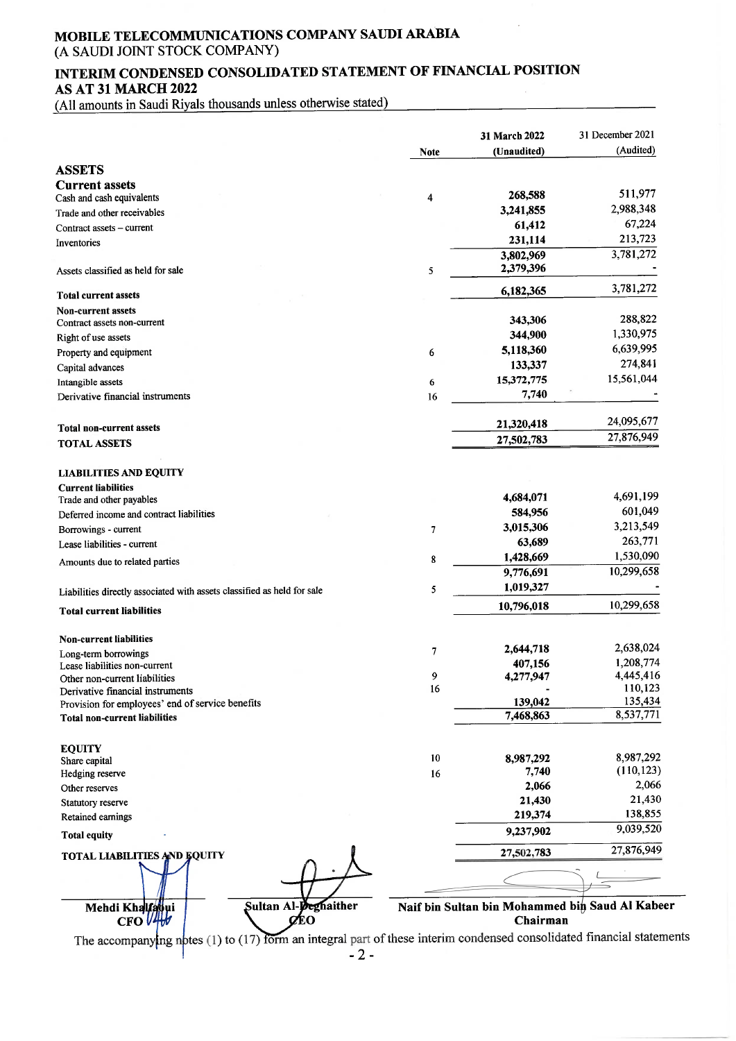# MOBILE TELECOMMUNICATIONS COMPANY SAUDI ARABIA
(A SAUDI JOINT STOCK COMPANY)

## INTERIM CONDENSED CONSOLIDATED STATEMENT OF FINANCIAL POSITION
## AS AT 31 MARCH 2022

(All amounts in Saudi Riyals thousands unless otherwise stated)

| | Note | 31 March 2022 (Unaudited) | 31 December 2021 (Audited) |
|---|---|---|---|
| **ASSETS** | | | |
| **Current assets** | | | |
| Cash and cash equivalents | 4 | **268,588** | 511,977 |
| Trade and other receivables | | **3,241,855** | 2,988,348 |
| Contract assets – current | | **61,412** | 67,224 |
| Inventories | | **231,114** | 213,723 |
| | | **3,802,969** | 3,781,272 |
| Assets classified as held for sale | 5 | **2,379,396** | - |
| **Total current assets** | | **6,182,365** | 3,781,272 |
| **Non-current assets** | | | |
| Contract assets non-current | | **343,306** | 288,822 |
| Right of use assets | | **344,900** | 1,330,975 |
| Property and equipment | 6 | **5,118,360** | 6,639,995 |
| Capital advances | | **133,337** | 274,841 |
| Intangible assets | 6 | **15,372,775** | 15,561,044 |
| Derivative financial instruments | 16 | **7,740** | - |
| **Total non-current assets** | | **21,320,418** | 24,095,677 |
| **TOTAL ASSETS** | | **27,502,783** | 27,876,949 |
| **LIABILITIES AND EQUITY** | | | |
| **Current liabilities** | | | |
| Trade and other payables | | **4,684,071** | 4,691,199 |
| Deferred income and contract liabilities | | **584,956** | 601,049 |
| Borrowings - current | 7 | **3,015,306** | 3,213,549 |
| Lease liabilities - current | | **63,689** | 263,771 |
| Amounts due to related parties | 8 | **1,428,669** | 1,530,090 |
| | | **9,776,691** | 10,299,658 |
| Liabilities directly associated with assets classified as held for sale | 5 | **1,019,327** | - |
| **Total current liabilities** | | **10,796,018** | 10,299,658 |
| **Non-current liabilities** | | | |
| Long-term borrowings | 7 | **2,644,718** | 2,638,024 |
| Lease liabilities non-current | | **407,156** | 1,208,774 |
| Other non-current liabilities | 9 | **4,277,947** | 4,445,416 |
| Derivative financial instruments | 16 | **-** | 110,123 |
| Provision for employees' end of service benefits | | **139,042** | 135,434 |
| **Total non-current liabilities** | | **7,468,863** | 8,537,771 |
| **EQUITY** | | | |
| Share capital | 10 | **8,987,292** | 8,987,292 |
| Hedging reserve | 16 | **7,740** | (110,123) |
| Other reserves | | **2,066** | 2,066 |
| Statutory reserve | | **21,430** | 21,430 |
| Retained earnings | | **219,374** | 138,855 |
| **Total equity** | | **9,237,902** | 9,039,520 |
| **TOTAL LIABILITIES AND EQUITY** | | **27,502,783** | 27,876,949 |

| **Mehdi Khalfaoui** | **Sultan Al-Deghaither** | **Naif bin Sultan bin Mohammed bin Saud Al Kabeer** |
|---|---|---|
| **CFO** | **CEO** | **Chairman** |

The accompanying notes (1) to (17) form an integral part of these interim condensed consolidated financial statements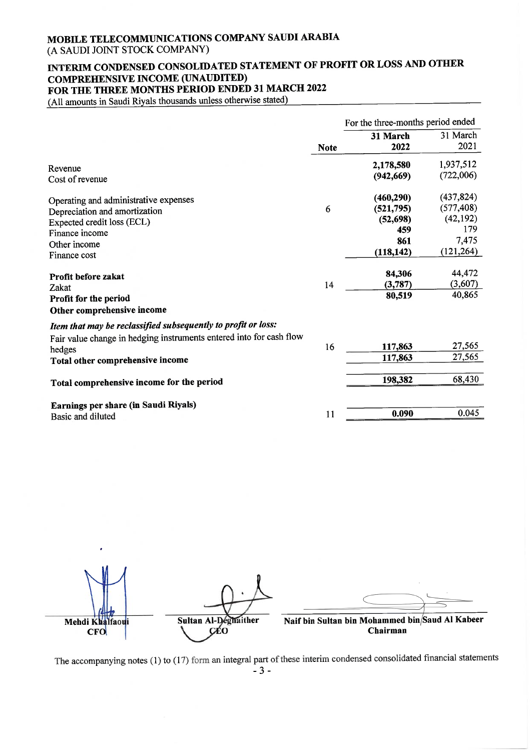# MOBILE TELECOMMUNICATIONS COMPANY SAUDI ARABIA

(A SAUDI JOINT STOCK COMPANY)

## INTERIM CONDENSED CONSOLIDATED STATEMENT OF PROFIT OR LOSS AND OTHER COMPREHENSIVE INCOME (UNAUDITED)

## FOR THE THREE MONTHS PERIOD ENDED 31 MARCH 2022

(All amounts in Saudi Riyals thousands unless otherwise stated)

| | Note | For the three-months period ended | |
|---|---|---|---|
| | | **31 March 2022** | 31 March 2021 |
| Revenue | | **2,178,580** | 1,937,512 |
| Cost of revenue | | **(942,669)** | (722,006) |
| Operating and administrative expenses | | **(460,290)** | (437,824) |
| Depreciation and amortization | 6 | **(521,795)** | (577,408) |
| Expected credit loss (ECL) | | **(52,698)** | (42,192) |
| Finance income | | **459** | 179 |
| Other income | | **861** | 7,475 |
| Finance cost | | **(118,142)** | (121,264) |
| **Profit before zakat** | | **84,306** | 44,472 |
| Zakat | 14 | **(3,787)** | (3,607) |
| **Profit for the period** | | **80,519** | 40,865 |
| **Other comprehensive income** | | | |
| ***Item that may be reclassified subsequently to profit or loss:*** | | | |
| Fair value change in hedging instruments entered into for cash flow hedges | 16 | **117,863** | 27,565 |
| **Total other comprehensive income** | | **117,863** | 27,565 |
| **Total comprehensive income for the period** | | **198,382** | 68,430 |
| **Earnings per share (in Saudi Riyals)** | | | |
| Basic and diluted | 11 | **0.090** | 0.045 |

| Mehdi Khalfaoui | Sultan Al-Deghaither | Naif bin Sultan bin Mohammed bin Saud Al Kabeer |
|---|---|---|
| CFO | CEO | Chairman |

The accompanying notes (1) to (17) form an integral part of these interim condensed consolidated financial statements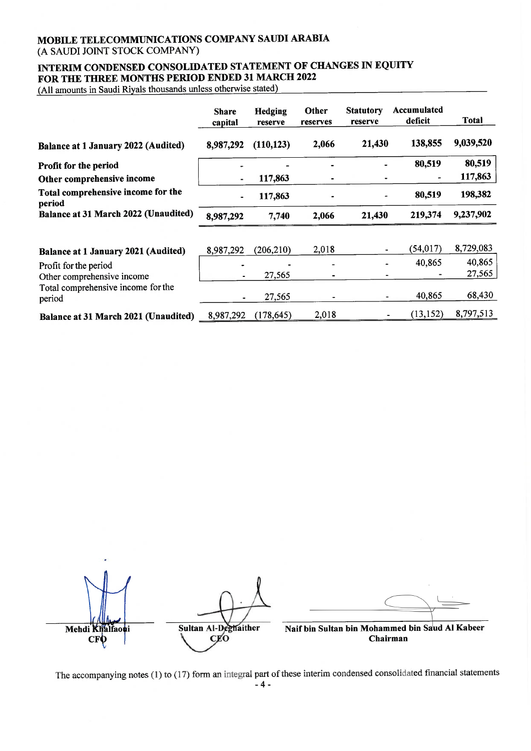# MOBILE TELECOMMUNICATIONS COMPANY SAUDI ARABIA
(A SAUDI JOINT STOCK COMPANY)

## INTERIM CONDENSED CONSOLIDATED STATEMENT OF CHANGES IN EQUITY FOR THE THREE MONTHS PERIOD ENDED 31 MARCH 2022

(All amounts in Saudi Riyals thousands unless otherwise stated)

| | Share capital | Hedging reserve | Other reserves | Statutory reserve | Accumulated deficit | Total |
|---|---|---|---|---|---|---|
| **Balance at 1 January 2022 (Audited)** | **8,987,292** | **(110,123)** | **2,066** | **21,430** | **138,855** | **9,039,520** |
| **Profit for the period** | - | - | - | - | **80,519** | **80,519** |
| **Other comprehensive income** | - | **117,863** | - | - | - | **117,863** |
| **Total comprehensive income for the period** | - | **117,863** | - | - | **80,519** | **198,382** |
| **Balance at 31 March 2022 (Unaudited)** | **8,987,292** | **7,740** | **2,066** | **21,430** | **219,374** | **9,237,902** |
| | | | | | | |
| **Balance at 1 January 2021 (Audited)** | 8,987,292 | (206,210) | 2,018 | - | (54,017) | 8,729,083 |
| Profit for the period | - | - | - | - | 40,865 | 40,865 |
| Other comprehensive income | - | 27,565 | - | - | - | 27,565 |
| Total comprehensive income for the period | - | 27,565 | - | - | 40,865 | 68,430 |
| **Balance at 31 March 2021 (Unaudited)** | 8,987,292 | (178,645) | 2,018 | - | (13,152) | 8,797,513 |

**Mehdi Khalfaoui**
**CFO**

**Sultan Al-Deghaither**
**CEO**

**Naif bin Sultan bin Mohammed bin Saud Al Kabeer**
**Chairman**

The accompanying notes (1) to (17) form an integral part of these interim condensed consolidated financial statements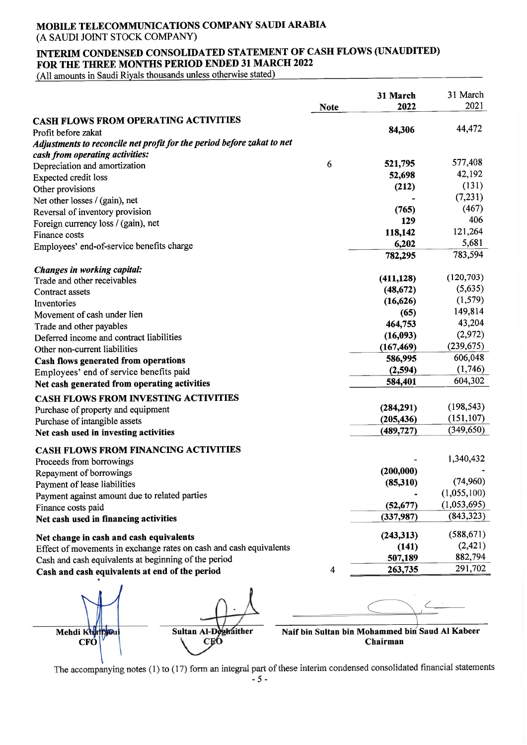**MOBILE TELECOMMUNICATIONS COMPANY SAUDI ARABIA**
(A SAUDI JOINT STOCK COMPANY)

**INTERIM CONDENSED CONSOLIDATED STATEMENT OF CASH FLOWS (UNAUDITED)**
**FOR THE THREE MONTHS PERIOD ENDED 31 MARCH 2022**
(All amounts in Saudi Riyals thousands unless otherwise stated)

| | Note | 31 March 2022 | 31 March 2021 |
|---|---|---|---|
| **CASH FLOWS FROM OPERATING ACTIVITIES** | | | |
| Profit before zakat | | **84,306** | 44,472 |
| ***Adjustments to reconcile net profit for the period before zakat to net cash from operating activities:*** | | | |
| Depreciation and amortization | 6 | **521,795** | 577,408 |
| Expected credit loss | | **52,698** | 42,192 |
| Other provisions | | **(212)** | (131) |
| Net other losses / (gain), net | | **-** | (7,231) |
| Reversal of inventory provision | | **(765)** | (467) |
| Foreign currency loss / (gain), net | | **129** | 406 |
| Finance costs | | **118,142** | 121,264 |
| Employees' end-of-service benefits charge | | **6,202** | 5,681 |
| | | **782,295** | 783,594 |
| ***Changes in working capital:*** | | | |
| Trade and other receivables | | **(411,128)** | (120,703) |
| Contract assets | | **(48,672)** | (5,635) |
| Inventories | | **(16,626)** | (1,579) |
| Movement of cash under lien | | **(65)** | 149,814 |
| Trade and other payables | | **464,753** | 43,204 |
| Deferred income and contract liabilities | | **(16,093)** | (2,972) |
| Other non-current liabilities | | **(167,469)** | (239,675) |
| **Cash flows generated from operations** | | **586,995** | 606,048 |
| Employees' end of service benefits paid | | **(2,594)** | (1,746) |
| **Net cash generated from operating activities** | | **584,401** | 604,302 |
| **CASH FLOWS FROM INVESTING ACTIVITIES** | | | |
| Purchase of property and equipment | | **(284,291)** | (198,543) |
| Purchase of intangible assets | | **(205,436)** | (151,107) |
| **Net cash used in investing activities** | | **(489,727)** | (349,650) |
| **CASH FLOWS FROM FINANCING ACTIVITIES** | | | |
| Proceeds from borrowings | | **-** | 1,340,432 |
| Repayment of borrowings | | **(200,000)** | - |
| Payment of lease liabilities | | **(85,310)** | (74,960) |
| Payment against amount due to related parties | | **-** | (1,055,100) |
| Finance costs paid | | **(52,677)** | (1,053,695) |
| **Net cash used in financing activities** | | **(337,987)** | (843,323) |
| **Net change in cash and cash equivalents** | | **(243,313)** | (588,671) |
| Effect of movements in exchange rates on cash and cash equivalents | | **(141)** | (2,421) |
| Cash and cash equivalents at beginning of the period | | **507,189** | 882,794 |
| **Cash and cash equivalents at end of the period** | 4 | **263,735** | 291,702 |

**Mehdi Khalfaoui**
**CFO**

**Sultan Al-Deghaither**
**CEO**

**Naif bin Sultan bin Mohammed bin Saud Al Kabeer**
**Chairman**

The accompanying notes (1) to (17) form an integral part of these interim condensed consolidated financial statements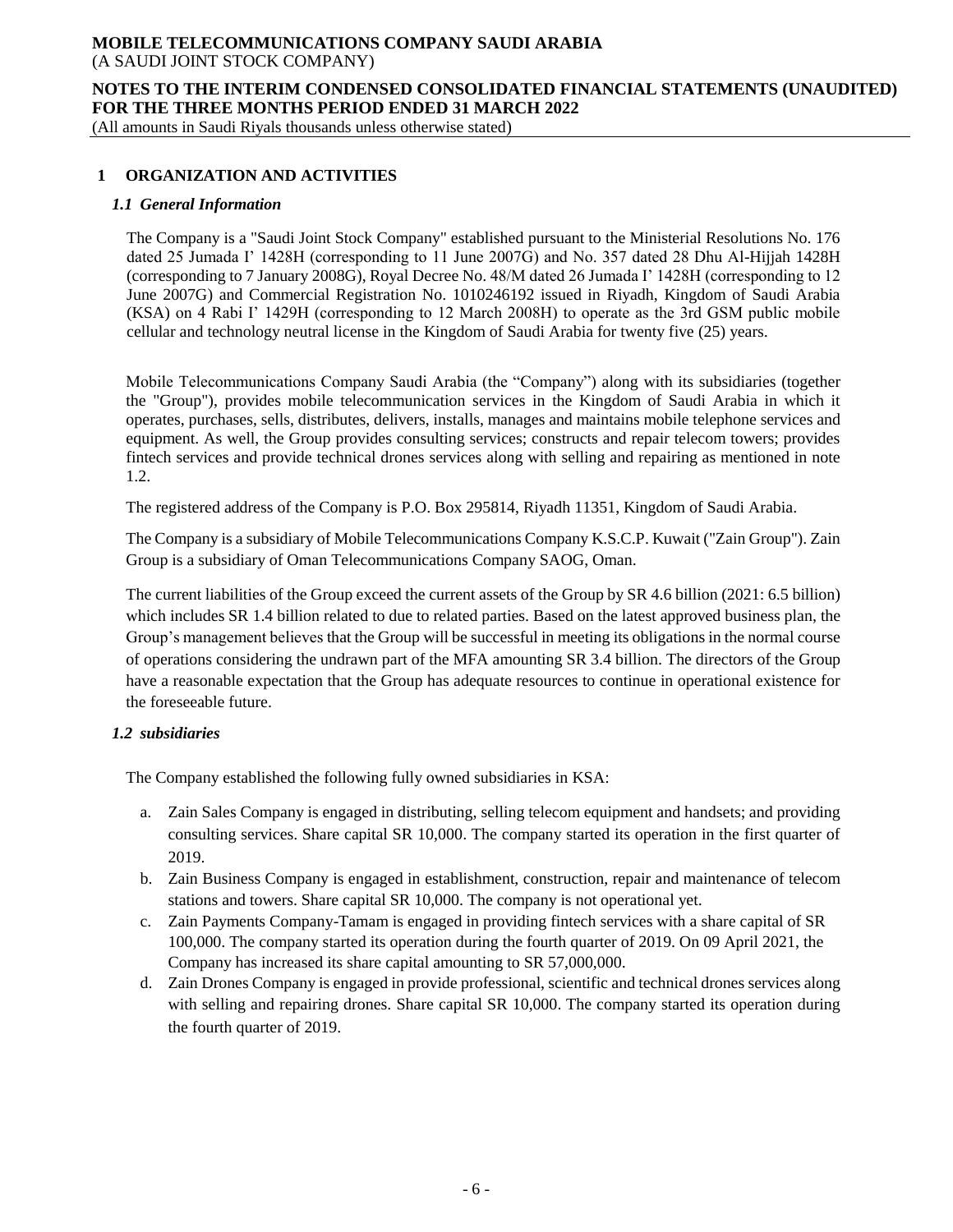## 1 ORGANIZATION AND ACTIVITIES

### *1.1 General Information*

The Company is a "Saudi Joint Stock Company" established pursuant to the Ministerial Resolutions No. 176 dated 25 Jumada I' 1428H (corresponding to 11 June 2007G) and No. 357 dated 28 Dhu Al-Hijjah 1428H (corresponding to 7 January 2008G), Royal Decree No. 48/M dated 26 Jumada I' 1428H (corresponding to 12 June 2007G) and Commercial Registration No. 1010246192 issued in Riyadh, Kingdom of Saudi Arabia (KSA) on 4 Rabi I' 1429H (corresponding to 12 March 2008H) to operate as the 3rd GSM public mobile cellular and technology neutral license in the Kingdom of Saudi Arabia for twenty five (25) years.

Mobile Telecommunications Company Saudi Arabia (the "Company") along with its subsidiaries (together the "Group"), provides mobile telecommunication services in the Kingdom of Saudi Arabia in which it operates, purchases, sells, distributes, delivers, installs, manages and maintains mobile telephone services and equipment. As well, the Group provides consulting services; constructs and repair telecom towers; provides fintech services and provide technical drones services along with selling and repairing as mentioned in note 1.2.

The registered address of the Company is P.O. Box 295814, Riyadh 11351, Kingdom of Saudi Arabia.

The Company is a subsidiary of Mobile Telecommunications Company K.S.C.P. Kuwait ("Zain Group"). Zain Group is a subsidiary of Oman Telecommunications Company SAOG, Oman.

The current liabilities of the Group exceed the current assets of the Group by SR 4.6 billion (2021: 6.5 billion) which includes SR 1.4 billion related to due to related parties. Based on the latest approved business plan, the Group's management believes that the Group will be successful in meeting its obligations in the normal course of operations considering the undrawn part of the MFA amounting SR 3.4 billion. The directors of the Group have a reasonable expectation that the Group has adequate resources to continue in operational existence for the foreseeable future.

### *1.2 subsidiaries*

The Company established the following fully owned subsidiaries in KSA:

a. Zain Sales Company is engaged in distributing, selling telecom equipment and handsets; and providing consulting services. Share capital SR 10,000. The company started its operation in the first quarter of 2019.
b. Zain Business Company is engaged in establishment, construction, repair and maintenance of telecom stations and towers. Share capital SR 10,000. The company is not operational yet.
c. Zain Payments Company-Tamam is engaged in providing fintech services with a share capital of SR 100,000. The company started its operation during the fourth quarter of 2019. On 09 April 2021, the Company has increased its share capital amounting to SR 57,000,000.
d. Zain Drones Company is engaged in provide professional, scientific and technical drones services along with selling and repairing drones. Share capital SR 10,000. The company started its operation during the fourth quarter of 2019.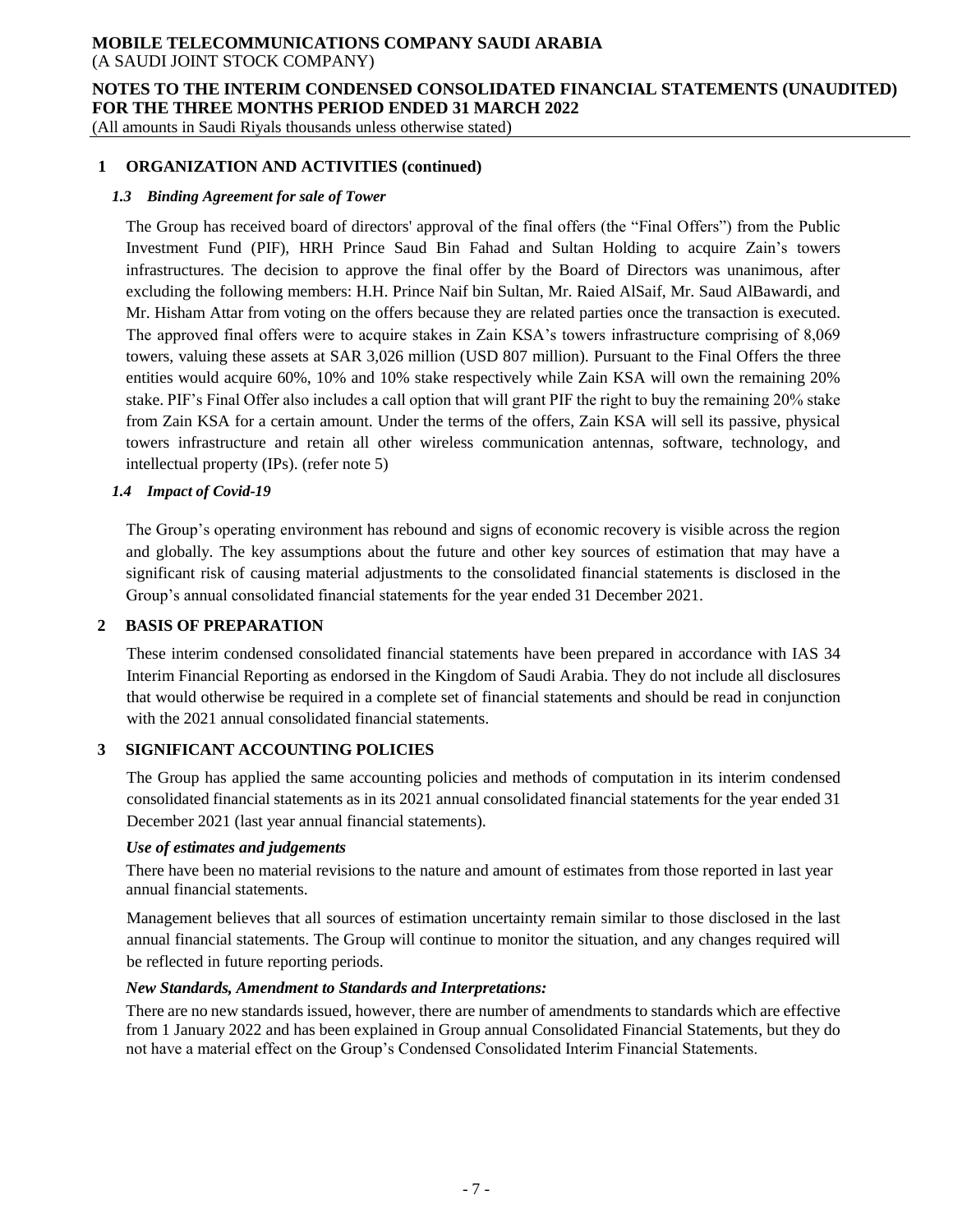## 1 ORGANIZATION AND ACTIVITIES (continued)

### *1.3 Binding Agreement for sale of Tower*

The Group has received board of directors' approval of the final offers (the "Final Offers") from the Public Investment Fund (PIF), HRH Prince Saud Bin Fahad and Sultan Holding to acquire Zain's towers infrastructures. The decision to approve the final offer by the Board of Directors was unanimous, after excluding the following members: H.H. Prince Naif bin Sultan, Mr. Raied AlSaif, Mr. Saud AlBawardi, and Mr. Hisham Attar from voting on the offers because they are related parties once the transaction is executed. The approved final offers were to acquire stakes in Zain KSA's towers infrastructure comprising of 8,069 towers, valuing these assets at SAR 3,026 million (USD 807 million). Pursuant to the Final Offers the three entities would acquire 60%, 10% and 10% stake respectively while Zain KSA will own the remaining 20% stake. PIF's Final Offer also includes a call option that will grant PIF the right to buy the remaining 20% stake from Zain KSA for a certain amount. Under the terms of the offers, Zain KSA will sell its passive, physical towers infrastructure and retain all other wireless communication antennas, software, technology, and intellectual property (IPs). (refer note 5)

### *1.4 Impact of Covid-19*

The Group's operating environment has rebound and signs of economic recovery is visible across the region and globally. The key assumptions about the future and other key sources of estimation that may have a significant risk of causing material adjustments to the consolidated financial statements is disclosed in the Group's annual consolidated financial statements for the year ended 31 December 2021.

## 2 BASIS OF PREPARATION

These interim condensed consolidated financial statements have been prepared in accordance with IAS 34 Interim Financial Reporting as endorsed in the Kingdom of Saudi Arabia. They do not include all disclosures that would otherwise be required in a complete set of financial statements and should be read in conjunction with the 2021 annual consolidated financial statements.

## 3 SIGNIFICANT ACCOUNTING POLICIES

The Group has applied the same accounting policies and methods of computation in its interim condensed consolidated financial statements as in its 2021 annual consolidated financial statements for the year ended 31 December 2021 (last year annual financial statements).

***Use of estimates and judgements***

There have been no material revisions to the nature and amount of estimates from those reported in last year annual financial statements.

Management believes that all sources of estimation uncertainty remain similar to those disclosed in the last annual financial statements. The Group will continue to monitor the situation, and any changes required will be reflected in future reporting periods.

***New Standards, Amendment to Standards and Interpretations:***

There are no new standards issued, however, there are number of amendments to standards which are effective from 1 January 2022 and has been explained in Group annual Consolidated Financial Statements, but they do not have a material effect on the Group's Condensed Consolidated Interim Financial Statements.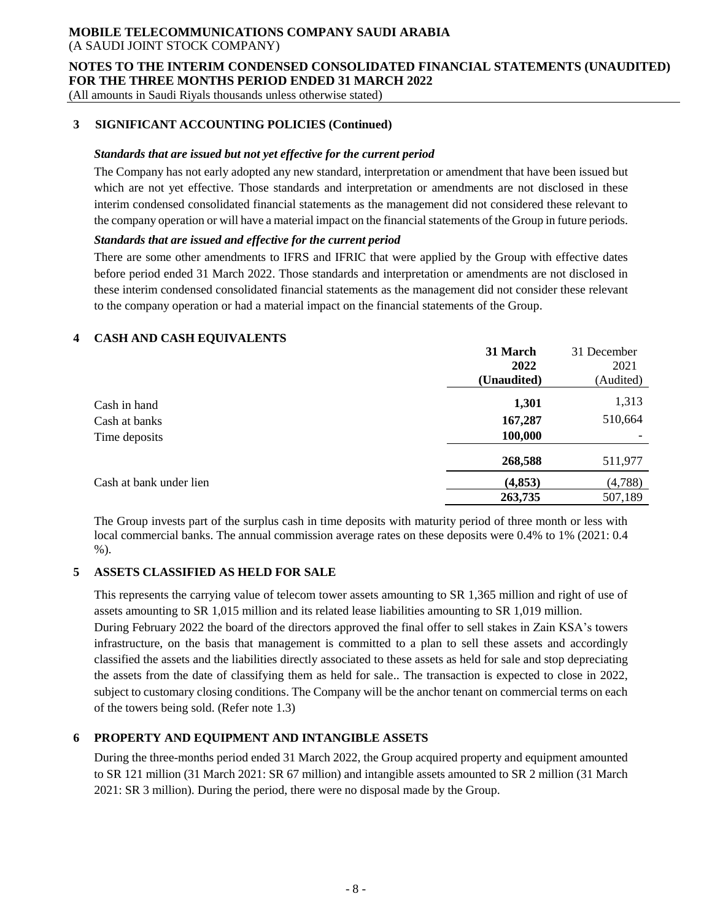## 3 SIGNIFICANT ACCOUNTING POLICIES (Continued)

***Standards that are issued but not yet effective for the current period***

The Company has not early adopted any new standard, interpretation or amendment that have been issued but which are not yet effective. Those standards and interpretation or amendments are not disclosed in these interim condensed consolidated financial statements as the management did not considered these relevant to the company operation or will have a material impact on the financial statements of the Group in future periods.

***Standards that are issued and effective for the current period***

There are some other amendments to IFRS and IFRIC that were applied by the Group with effective dates before period ended 31 March 2022. Those standards and interpretation or amendments are not disclosed in these interim condensed consolidated financial statements as the management did not consider these relevant to the company operation or had a material impact on the financial statements of the Group.

## 4 CASH AND CASH EQUIVALENTS

| | **31 March 2022 (Unaudited)** | 31 December 2021 (Audited) |
|---|---|---|
| Cash in hand | **1,301** | 1,313 |
| Cash at banks | **167,287** | 510,664 |
| Time deposits | **100,000** | - |
| | **268,588** | 511,977 |
| Cash at bank under lien | **(4,853)** | (4,788) |
| | **263,735** | 507,189 |

The Group invests part of the surplus cash in time deposits with maturity period of three month or less with local commercial banks. The annual commission average rates on these deposits were 0.4% to 1% (2021: 0.4 %).

## 5 ASSETS CLASSIFIED AS HELD FOR SALE

This represents the carrying value of telecom tower assets amounting to SR 1,365 million and right of use of assets amounting to SR 1,015 million and its related lease liabilities amounting to SR 1,019 million.

During February 2022 the board of the directors approved the final offer to sell stakes in Zain KSA's towers infrastructure, on the basis that management is committed to a plan to sell these assets and accordingly classified the assets and the liabilities directly associated to these assets as held for sale and stop depreciating the assets from the date of classifying them as held for sale.. The transaction is expected to close in 2022, subject to customary closing conditions. The Company will be the anchor tenant on commercial terms on each of the towers being sold. (Refer note 1.3)

## 6 PROPERTY AND EQUIPMENT AND INTANGIBLE ASSETS

During the three-months period ended 31 March 2022, the Group acquired property and equipment amounted to SR 121 million (31 March 2021: SR 67 million) and intangible assets amounted to SR 2 million (31 March 2021: SR 3 million). During the period, there were no disposal made by the Group.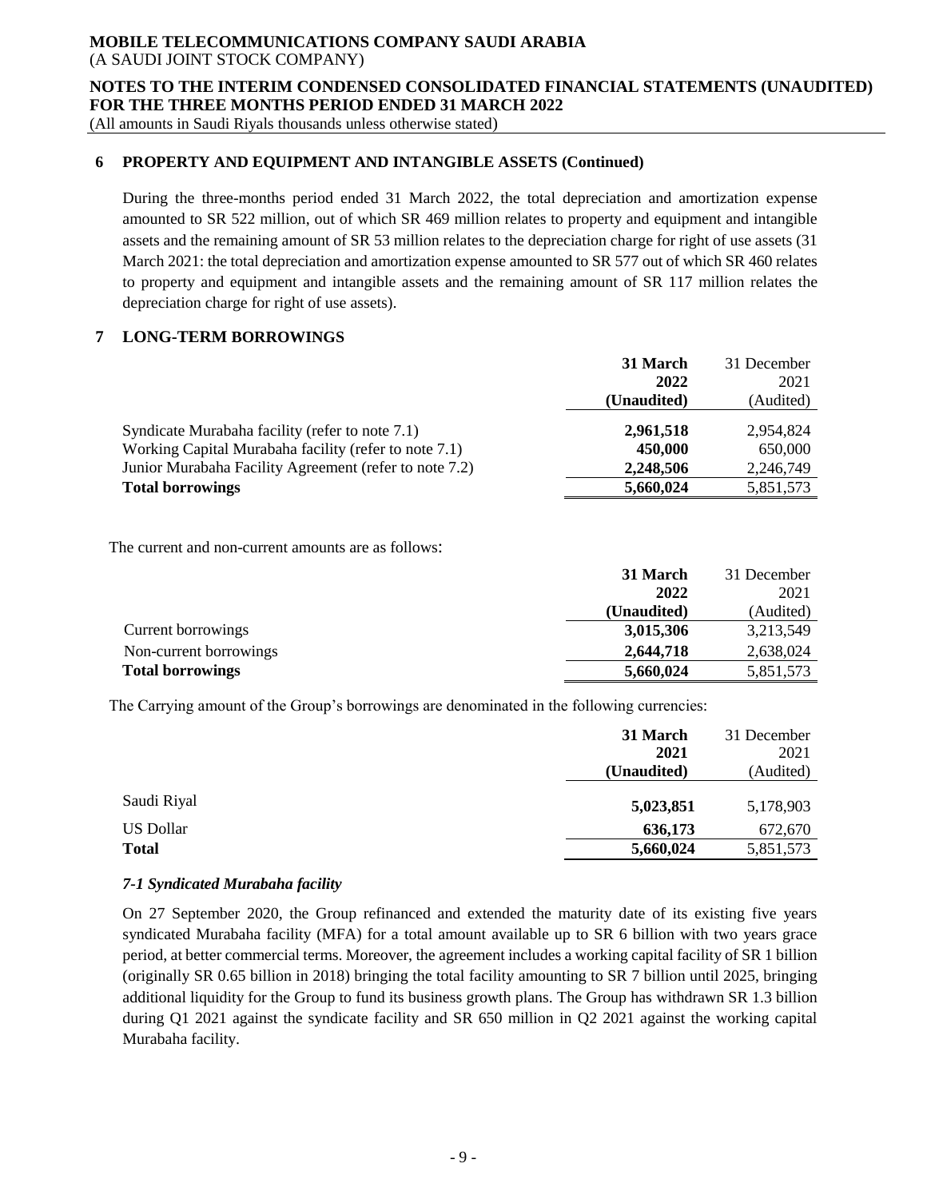**MOBILE TELECOMMUNICATIONS COMPANY SAUDI ARABIA**
(A SAUDI JOINT STOCK COMPANY)

**NOTES TO THE INTERIM CONDENSED CONSOLIDATED FINANCIAL STATEMENTS (UNAUDITED) FOR THE THREE MONTHS PERIOD ENDED 31 MARCH 2022**
(All amounts in Saudi Riyals thousands unless otherwise stated)

## 6 PROPERTY AND EQUIPMENT AND INTANGIBLE ASSETS (Continued)

During the three-months period ended 31 March 2022, the total depreciation and amortization expense amounted to SR 522 million, out of which SR 469 million relates to property and equipment and intangible assets and the remaining amount of SR 53 million relates to the depreciation charge for right of use assets (31 March 2021: the total depreciation and amortization expense amounted to SR 577 out of which SR 460 relates to property and equipment and intangible assets and the remaining amount of SR 117 million relates the depreciation charge for right of use assets).

## 7 LONG-TERM BORROWINGS

| | **31 March 2022 (Unaudited)** | 31 December 2021 (Audited) |
|---|---|---|
| Syndicate Murabaha facility (refer to note 7.1) | **2,961,518** | 2,954,824 |
| Working Capital Murabaha facility (refer to note 7.1) | **450,000** | 650,000 |
| Junior Murabaha Facility Agreement (refer to note 7.2) | **2,248,506** | 2,246,749 |
| **Total borrowings** | **5,660,024** | 5,851,573 |

The current and non-current amounts are as follows:

| | **31 March 2022 (Unaudited)** | 31 December 2021 (Audited) |
|---|---|---|
| Current borrowings | **3,015,306** | 3,213,549 |
| Non-current borrowings | **2,644,718** | 2,638,024 |
| **Total borrowings** | **5,660,024** | 5,851,573 |

The Carrying amount of the Group's borrowings are denominated in the following currencies:

| | **31 March 2021 (Unaudited)** | 31 December 2021 (Audited) |
|---|---|---|
| Saudi Riyal | **5,023,851** | 5,178,903 |
| US Dollar | **636,173** | 672,670 |
| **Total** | **5,660,024** | 5,851,573 |

### *7-1 Syndicated Murabaha facility*

On 27 September 2020, the Group refinanced and extended the maturity date of its existing five years syndicated Murabaha facility (MFA) for a total amount available up to SR 6 billion with two years grace period, at better commercial terms. Moreover, the agreement includes a working capital facility of SR 1 billion (originally SR 0.65 billion in 2018) bringing the total facility amounting to SR 7 billion until 2025, bringing additional liquidity for the Group to fund its business growth plans. The Group has withdrawn SR 1.3 billion during Q1 2021 against the syndicate facility and SR 650 million in Q2 2021 against the working capital Murabaha facility.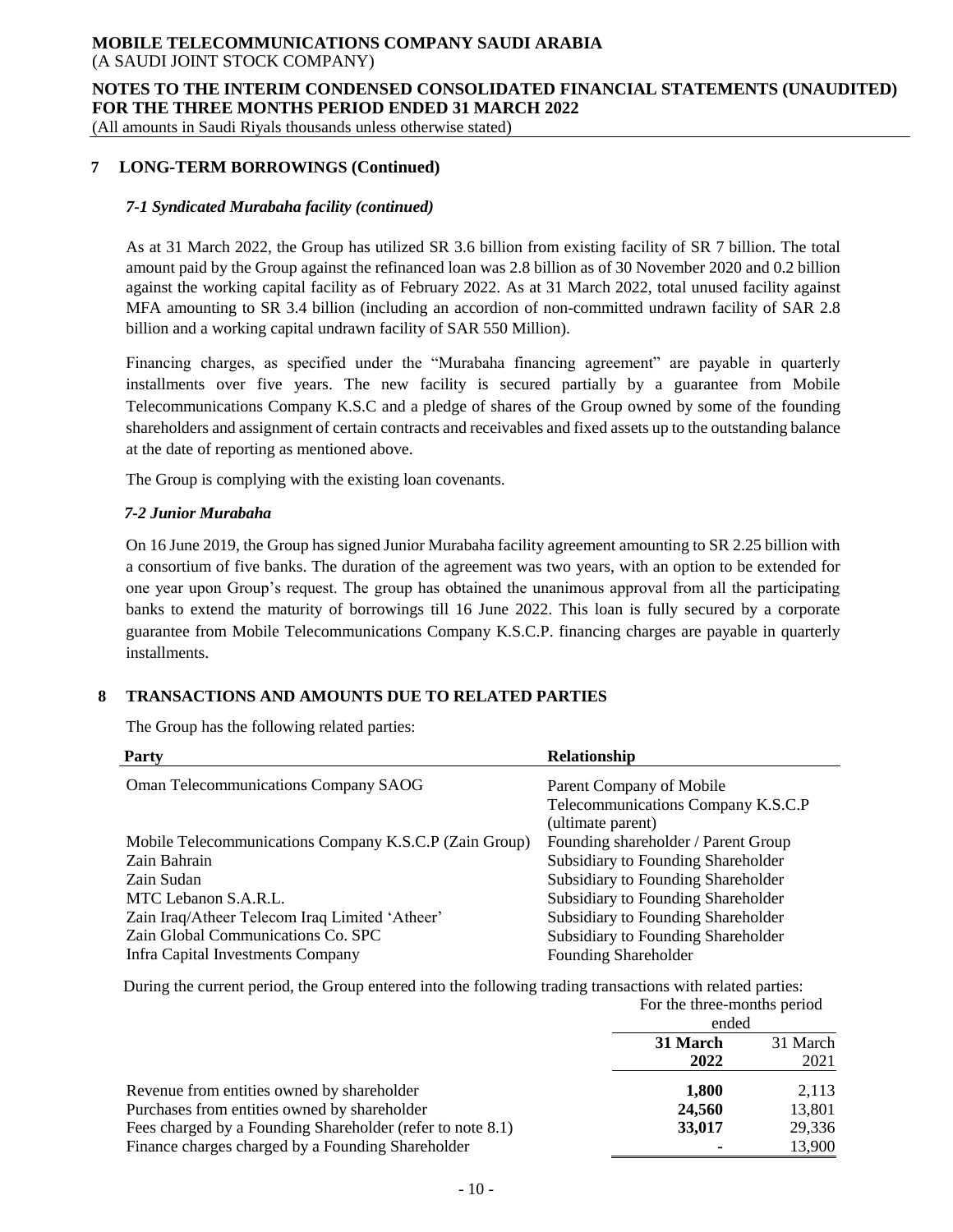## 7 LONG-TERM BORROWINGS (Continued)

### *7-1 Syndicated Murabaha facility (continued)*

As at 31 March 2022, the Group has utilized SR 3.6 billion from existing facility of SR 7 billion. The total amount paid by the Group against the refinanced loan was 2.8 billion as of 30 November 2020 and 0.2 billion against the working capital facility as of February 2022. As at 31 March 2022, total unused facility against MFA amounting to SR 3.4 billion (including an accordion of non-committed undrawn facility of SAR 2.8 billion and a working capital undrawn facility of SAR 550 Million).

Financing charges, as specified under the "Murabaha financing agreement" are payable in quarterly installments over five years. The new facility is secured partially by a guarantee from Mobile Telecommunications Company K.S.C and a pledge of shares of the Group owned by some of the founding shareholders and assignment of certain contracts and receivables and fixed assets up to the outstanding balance at the date of reporting as mentioned above.

The Group is complying with the existing loan covenants.

### *7-2 Junior Murabaha*

On 16 June 2019, the Group has signed Junior Murabaha facility agreement amounting to SR 2.25 billion with a consortium of five banks. The duration of the agreement was two years, with an option to be extended for one year upon Group's request. The group has obtained the unanimous approval from all the participating banks to extend the maturity of borrowings till 16 June 2022. This loan is fully secured by a corporate guarantee from Mobile Telecommunications Company K.S.C.P. financing charges are payable in quarterly installments.

## 8 TRANSACTIONS AND AMOUNTS DUE TO RELATED PARTIES

The Group has the following related parties:

| Party | Relationship |
|---|---|
| Oman Telecommunications Company SAOG | Parent Company of Mobile Telecommunications Company K.S.C.P (ultimate parent) |
| Mobile Telecommunications Company K.S.C.P (Zain Group) | Founding shareholder / Parent Group |
| Zain Bahrain | Subsidiary to Founding Shareholder |
| Zain Sudan | Subsidiary to Founding Shareholder |
| MTC Lebanon S.A.R.L. | Subsidiary to Founding Shareholder |
| Zain Iraq/Atheer Telecom Iraq Limited 'Atheer' | Subsidiary to Founding Shareholder |
| Zain Global Communications Co. SPC | Subsidiary to Founding Shareholder |
| Infra Capital Investments Company | Founding Shareholder |

During the current period, the Group entered into the following trading transactions with related parties:

| | For the three-months period ended | |
|---|---|---|
| | **31 March 2022** | 31 March 2021 |
| Revenue from entities owned by shareholder | **1,800** | 2,113 |
| Purchases from entities owned by shareholder | **24,560** | 13,801 |
| Fees charged by a Founding Shareholder (refer to note 8.1) | **33,017** | 29,336 |
| Finance charges charged by a Founding Shareholder | **-** | 13,900 |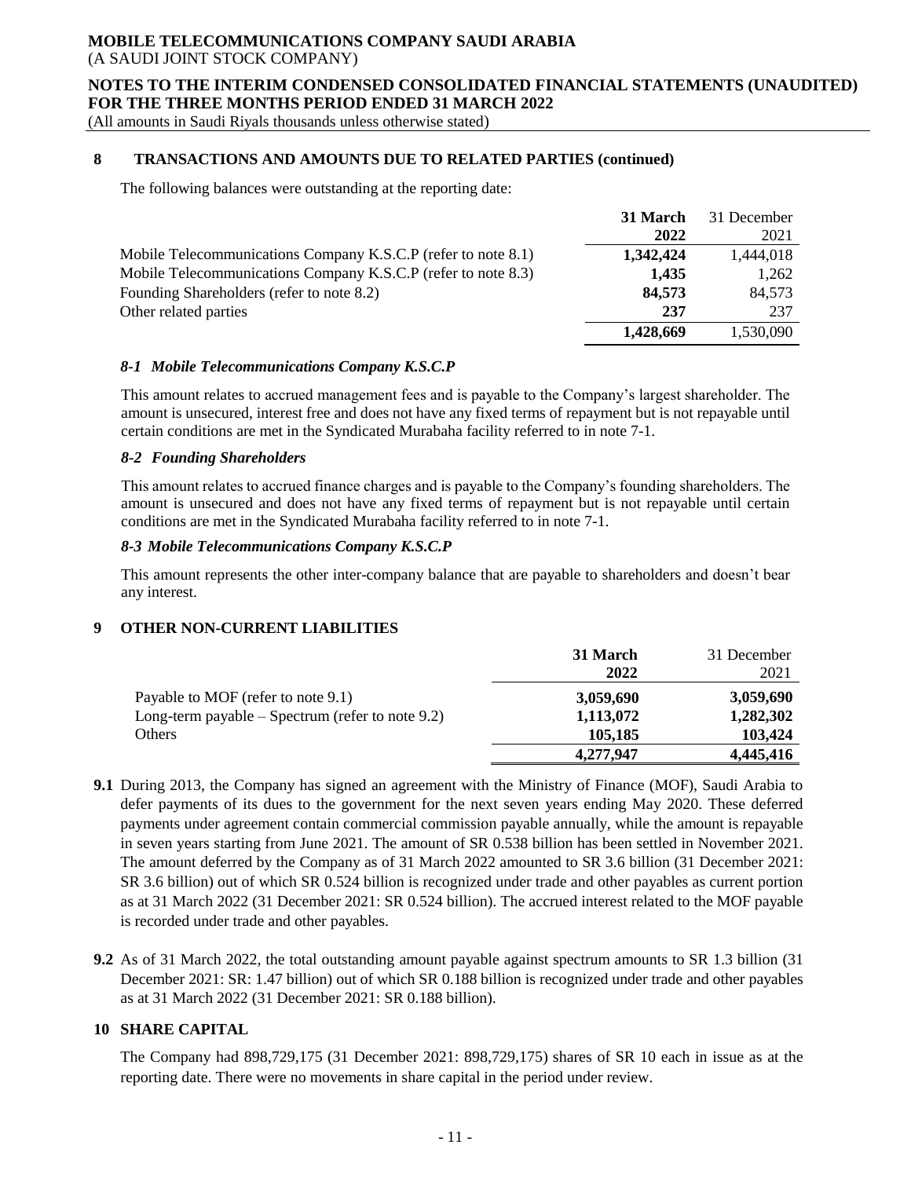## 8 TRANSACTIONS AND AMOUNTS DUE TO RELATED PARTIES (continued)

The following balances were outstanding at the reporting date:

| | **31 March 2022** | 31 December 2021 |
|---|---|---|
| Mobile Telecommunications Company K.S.C.P (refer to note 8.1) | **1,342,424** | 1,444,018 |
| Mobile Telecommunications Company K.S.C.P (refer to note 8.3) | **1,435** | 1,262 |
| Founding Shareholders (refer to note 8.2) | **84,573** | 84,573 |
| Other related parties | **237** | 237 |
| | **1,428,669** | 1,530,090 |

### *8-1 Mobile Telecommunications Company K.S.C.P*

This amount relates to accrued management fees and is payable to the Company's largest shareholder. The amount is unsecured, interest free and does not have any fixed terms of repayment but is not repayable until certain conditions are met in the Syndicated Murabaha facility referred to in note 7-1.

### *8-2 Founding Shareholders*

This amount relates to accrued finance charges and is payable to the Company's founding shareholders. The amount is unsecured and does not have any fixed terms of repayment but is not repayable until certain conditions are met in the Syndicated Murabaha facility referred to in note 7-1.

### *8-3 Mobile Telecommunications Company K.S.C.P*

This amount represents the other inter-company balance that are payable to shareholders and doesn't bear any interest.

## 9 OTHER NON-CURRENT LIABILITIES

| | **31 March 2022** | 31 December 2021 |
|---|---|---|
| Payable to MOF (refer to note 9.1) | **3,059,690** | **3,059,690** |
| Long-term payable – Spectrum (refer to note 9.2) | **1,113,072** | **1,282,302** |
| Others | **105,185** | **103,424** |
| | **4,277,947** | **4,445,416** |

**9.1** During 2013, the Company has signed an agreement with the Ministry of Finance (MOF), Saudi Arabia to defer payments of its dues to the government for the next seven years ending May 2020. These deferred payments under agreement contain commercial commission payable annually, while the amount is repayable in seven years starting from June 2021. The amount of SR 0.538 billion has been settled in November 2021. The amount deferred by the Company as of 31 March 2022 amounted to SR 3.6 billion (31 December 2021: SR 3.6 billion) out of which SR 0.524 billion is recognized under trade and other payables as current portion as at 31 March 2022 (31 December 2021: SR 0.524 billion). The accrued interest related to the MOF payable is recorded under trade and other payables.

**9.2** As of 31 March 2022, the total outstanding amount payable against spectrum amounts to SR 1.3 billion (31 December 2021: SR: 1.47 billion) out of which SR 0.188 billion is recognized under trade and other payables as at 31 March 2022 (31 December 2021: SR 0.188 billion).

## 10 SHARE CAPITAL

The Company had 898,729,175 (31 December 2021: 898,729,175) shares of SR 10 each in issue as at the reporting date. There were no movements in share capital in the period under review.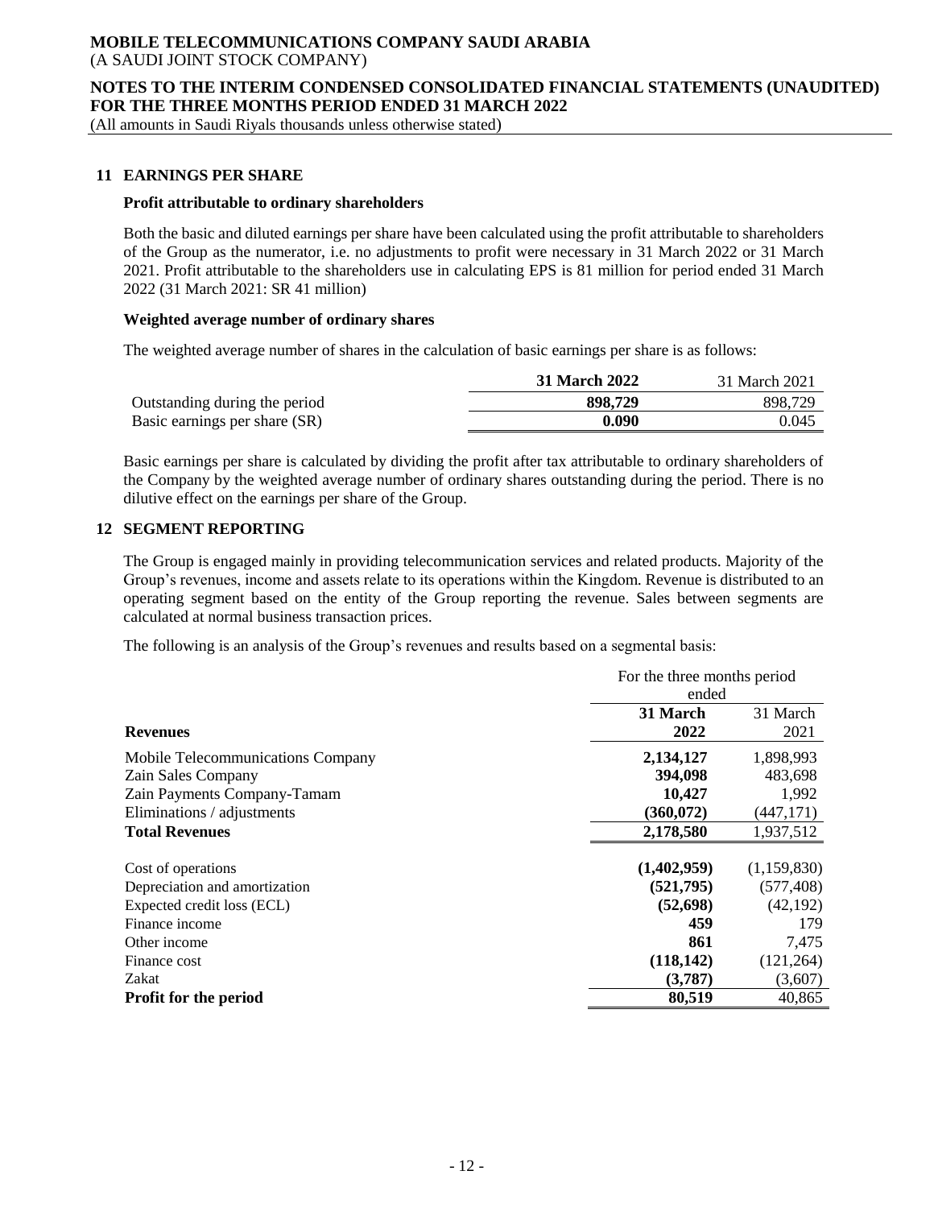## 11 EARNINGS PER SHARE

### Profit attributable to ordinary shareholders

Both the basic and diluted earnings per share have been calculated using the profit attributable to shareholders of the Group as the numerator, i.e. no adjustments to profit were necessary in 31 March 2022 or 31 March 2021. Profit attributable to the shareholders use in calculating EPS is 81 million for period ended 31 March 2022 (31 March 2021: SR 41 million)

### Weighted average number of ordinary shares

The weighted average number of shares in the calculation of basic earnings per share is as follows:

| | **31 March 2022** | 31 March 2021 |
|---|---|---|
| Outstanding during the period | **898,729** | 898,729 |
| Basic earnings per share (SR) | **0.090** | 0.045 |

Basic earnings per share is calculated by dividing the profit after tax attributable to ordinary shareholders of the Company by the weighted average number of ordinary shares outstanding during the period. There is no dilutive effect on the earnings per share of the Group.

## 12 SEGMENT REPORTING

The Group is engaged mainly in providing telecommunication services and related products. Majority of the Group's revenues, income and assets relate to its operations within the Kingdom. Revenue is distributed to an operating segment based on the entity of the Group reporting the revenue. Sales between segments are calculated at normal business transaction prices.

The following is an analysis of the Group's revenues and results based on a segmental basis:

| | For the three months period ended | |
|---|---|---|
| **Revenues** | **31 March 2022** | 31 March 2021 |
| Mobile Telecommunications Company | **2,134,127** | 1,898,993 |
| Zain Sales Company | **394,098** | 483,698 |
| Zain Payments Company-Tamam | **10,427** | 1,992 |
| Eliminations / adjustments | **(360,072)** | (447,171) |
| **Total Revenues** | **2,178,580** | 1,937,512 |
| Cost of operations | **(1,402,959)** | (1,159,830) |
| Depreciation and amortization | **(521,795)** | (577,408) |
| Expected credit loss (ECL) | **(52,698)** | (42,192) |
| Finance income | **459** | 179 |
| Other income | **861** | 7,475 |
| Finance cost | **(118,142)** | (121,264) |
| Zakat | **(3,787)** | (3,607) |
| **Profit for the period** | **80,519** | 40,865 |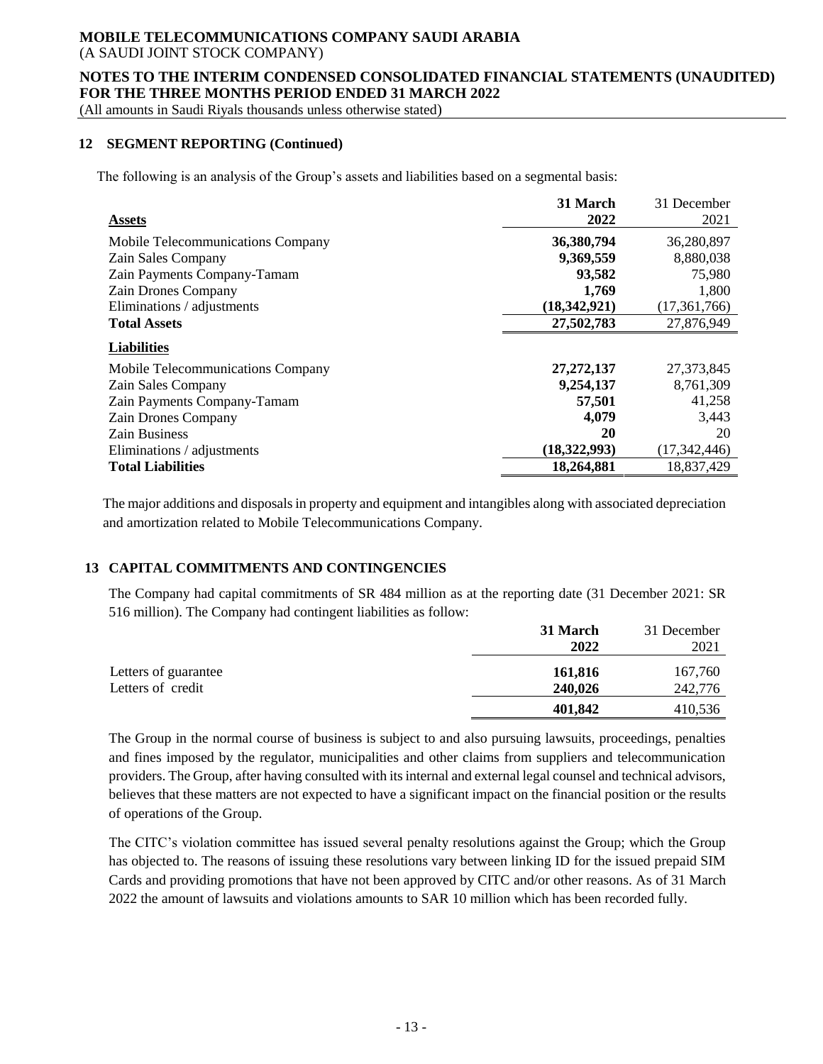## 12 SEGMENT REPORTING (Continued)

The following is an analysis of the Group's assets and liabilities based on a segmental basis:

| **Assets** | **31 March 2022** | 31 December 2021 |
|---|---|---|
| Mobile Telecommunications Company | **36,380,794** | 36,280,897 |
| Zain Sales Company | **9,369,559** | 8,880,038 |
| Zain Payments Company-Tamam | **93,582** | 75,980 |
| Zain Drones Company | **1,769** | 1,800 |
| Eliminations / adjustments | **(18,342,921)** | (17,361,766) |
| **Total Assets** | **27,502,783** | 27,876,949 |
| **Liabilities** | | |
| Mobile Telecommunications Company | **27,272,137** | 27,373,845 |
| Zain Sales Company | **9,254,137** | 8,761,309 |
| Zain Payments Company-Tamam | **57,501** | 41,258 |
| Zain Drones Company | **4,079** | 3,443 |
| Zain Business | **20** | 20 |
| Eliminations / adjustments | **(18,322,993)** | (17,342,446) |
| **Total Liabilities** | **18,264,881** | 18,837,429 |

The major additions and disposals in property and equipment and intangibles along with associated depreciation and amortization related to Mobile Telecommunications Company.

## 13 CAPITAL COMMITMENTS AND CONTINGENCIES

The Company had capital commitments of SR 484 million as at the reporting date (31 December 2021: SR 516 million). The Company had contingent liabilities as follow:

| | **31 March 2022** | 31 December 2021 |
|---|---|---|
| Letters of guarantee | **161,816** | 167,760 |
| Letters of credit | **240,026** | 242,776 |
| | **401,842** | 410,536 |

The Group in the normal course of business is subject to and also pursuing lawsuits, proceedings, penalties and fines imposed by the regulator, municipalities and other claims from suppliers and telecommunication providers. The Group, after having consulted with its internal and external legal counsel and technical advisors, believes that these matters are not expected to have a significant impact on the financial position or the results of operations of the Group.

The CITC's violation committee has issued several penalty resolutions against the Group; which the Group has objected to. The reasons of issuing these resolutions vary between linking ID for the issued prepaid SIM Cards and providing promotions that have not been approved by CITC and/or other reasons. As of 31 March 2022 the amount of lawsuits and violations amounts to SAR 10 million which has been recorded fully.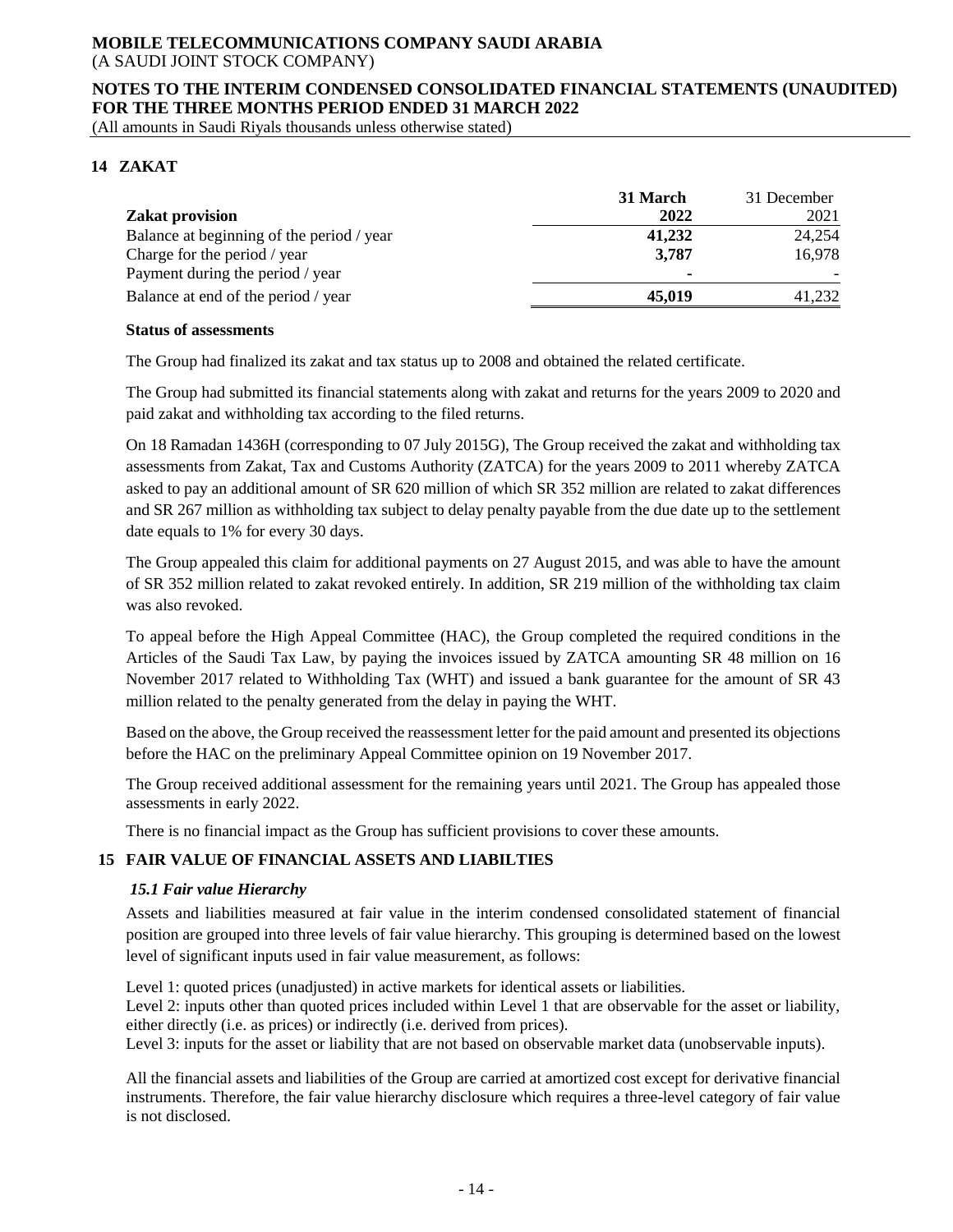## 14 ZAKAT

| Zakat provision | 31 March 2022 | 31 December 2021 |
|---|---|---|
| Balance at beginning of the period / year | **41,232** | 24,254 |
| Charge for the period / year | **3,787** | 16,978 |
| Payment during the period / year | **-** | - |
| Balance at end of the period / year | **45,019** | 41,232 |

**Status of assessments**

The Group had finalized its zakat and tax status up to 2008 and obtained the related certificate.

The Group had submitted its financial statements along with zakat and returns for the years 2009 to 2020 and paid zakat and withholding tax according to the filed returns.

On 18 Ramadan 1436H (corresponding to 07 July 2015G), The Group received the zakat and withholding tax assessments from Zakat, Tax and Customs Authority (ZATCA) for the years 2009 to 2011 whereby ZATCA asked to pay an additional amount of SR 620 million of which SR 352 million are related to zakat differences and SR 267 million as withholding tax subject to delay penalty payable from the due date up to the settlement date equals to 1% for every 30 days.

The Group appealed this claim for additional payments on 27 August 2015, and was able to have the amount of SR 352 million related to zakat revoked entirely. In addition, SR 219 million of the withholding tax claim was also revoked.

To appeal before the High Appeal Committee (HAC), the Group completed the required conditions in the Articles of the Saudi Tax Law, by paying the invoices issued by ZATCA amounting SR 48 million on 16 November 2017 related to Withholding Tax (WHT) and issued a bank guarantee for the amount of SR 43 million related to the penalty generated from the delay in paying the WHT.

Based on the above, the Group received the reassessment letter for the paid amount and presented its objections before the HAC on the preliminary Appeal Committee opinion on 19 November 2017.

The Group received additional assessment for the remaining years until 2021. The Group has appealed those assessments in early 2022.

There is no financial impact as the Group has sufficient provisions to cover these amounts.

## 15 FAIR VALUE OF FINANCIAL ASSETS AND LIABILTIES

### *15.1 Fair value Hierarchy*

Assets and liabilities measured at fair value in the interim condensed consolidated statement of financial position are grouped into three levels of fair value hierarchy. This grouping is determined based on the lowest level of significant inputs used in fair value measurement, as follows:

Level 1: quoted prices (unadjusted) in active markets for identical assets or liabilities.
Level 2: inputs other than quoted prices included within Level 1 that are observable for the asset or liability, either directly (i.e. as prices) or indirectly (i.e. derived from prices).
Level 3: inputs for the asset or liability that are not based on observable market data (unobservable inputs).

All the financial assets and liabilities of the Group are carried at amortized cost except for derivative financial instruments. Therefore, the fair value hierarchy disclosure which requires a three-level category of fair value is not disclosed.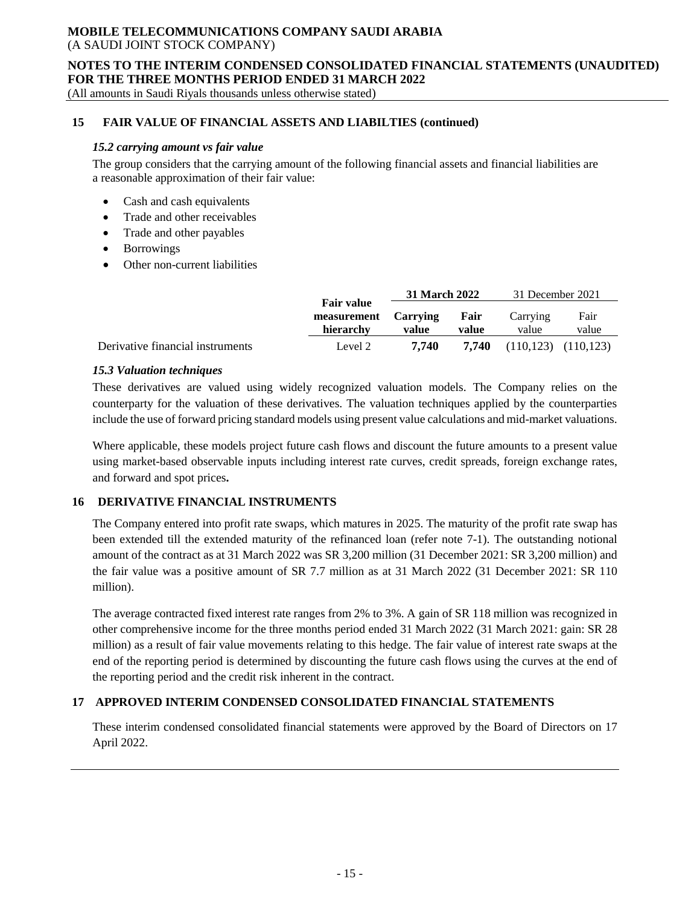## 15 FAIR VALUE OF FINANCIAL ASSETS AND LIABILTIES (continued)

### *15.2 carrying amount vs fair value*

The group considers that the carrying amount of the following financial assets and financial liabilities are a reasonable approximation of their fair value:

- Cash and cash equivalents
- Trade and other receivables
- Trade and other payables
- Borrowings
- Other non-current liabilities

| | Fair value measurement hierarchy | 31 March 2022 | | 31 December 2021 | |
|---|---|---|---|---|---|
| | | **Carrying value** | **Fair value** | Carrying value | Fair value |
| Derivative financial instruments | Level 2 | **7,740** | **7,740** | (110,123) | (110,123) |

### *15.3 Valuation techniques*

These derivatives are valued using widely recognized valuation models. The Company relies on the counterparty for the valuation of these derivatives. The valuation techniques applied by the counterparties include the use of forward pricing standard models using present value calculations and mid-market valuations.

Where applicable, these models project future cash flows and discount the future amounts to a present value using market-based observable inputs including interest rate curves, credit spreads, foreign exchange rates, and forward and spot prices**.**

## 16 DERIVATIVE FINANCIAL INSTRUMENTS

The Company entered into profit rate swaps, which matures in 2025. The maturity of the profit rate swap has been extended till the extended maturity of the refinanced loan (refer note 7-1). The outstanding notional amount of the contract as at 31 March 2022 was SR 3,200 million (31 December 2021: SR 3,200 million) and the fair value was a positive amount of SR 7.7 million as at 31 March 2022 (31 December 2021: SR 110 million).

The average contracted fixed interest rate ranges from 2% to 3%. A gain of SR 118 million was recognized in other comprehensive income for the three months period ended 31 March 2022 (31 March 2021: gain: SR 28 million) as a result of fair value movements relating to this hedge. The fair value of interest rate swaps at the end of the reporting period is determined by discounting the future cash flows using the curves at the end of the reporting period and the credit risk inherent in the contract.

## 17 APPROVED INTERIM CONDENSED CONSOLIDATED FINANCIAL STATEMENTS

These interim condensed consolidated financial statements were approved by the Board of Directors on 17 April 2022.